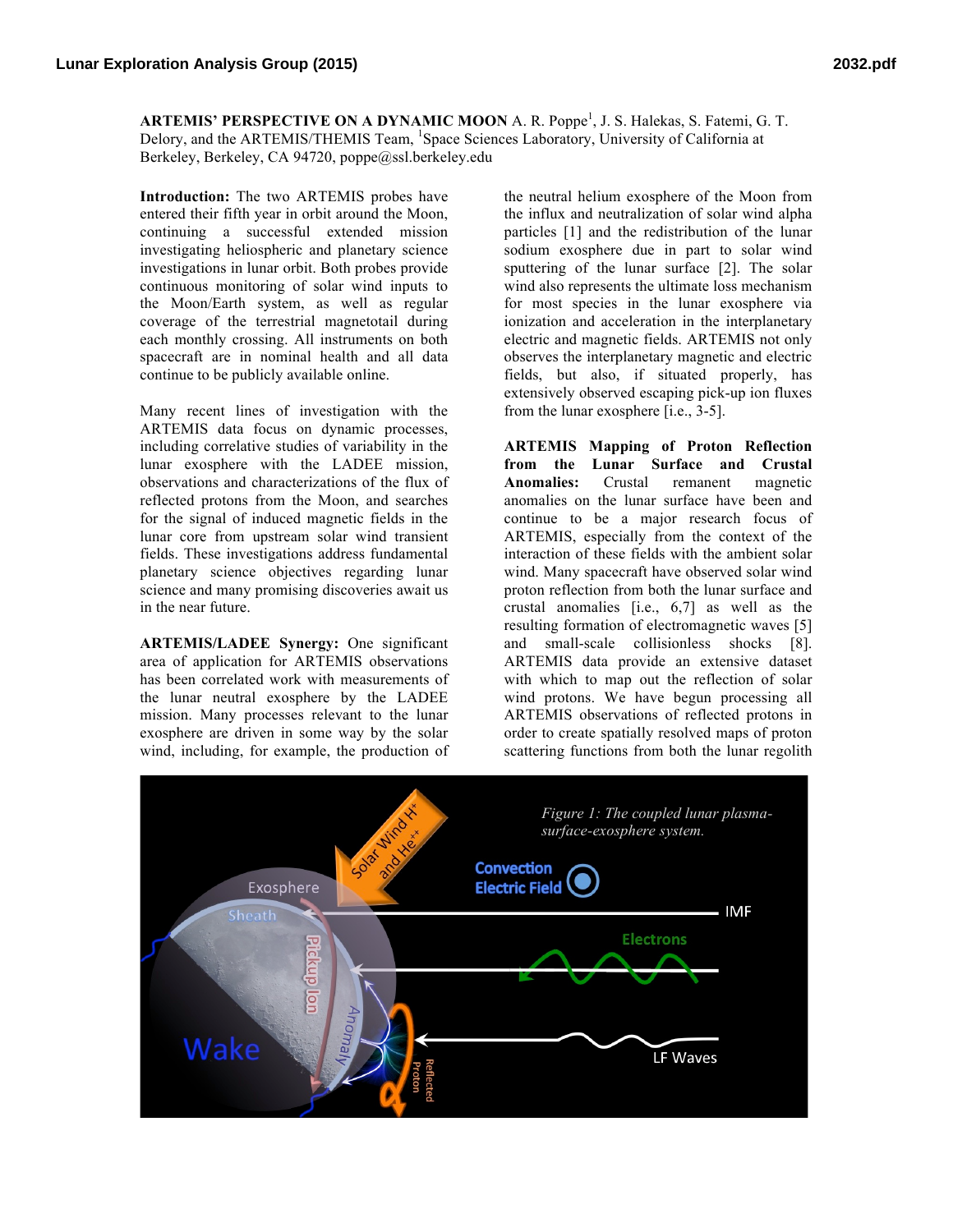# ARTEMIS' PERSPECTIVE ON A DYNAMIC MOON

A. R. Poppe[1], J. S. Halekas, S. Fatemi, G. T. Delory, and the ARTEMIS/THEMIS Team, [1]Space Sciences Laboratory, University of California at Berkeley, Berkeley, CA 94720, poppe@ssl.berkeley.edu

**Introduction:** The two ARTEMIS probes have entered their fifth year in orbit around the Moon, continuing a successful extended mission investigating heliospheric and planetary science investigations in lunar orbit. Both probes provide continuous monitoring of solar wind inputs to the Moon/Earth system, as well as regular coverage of the terrestrial magnetotail during each monthly crossing. All instruments on both spacecraft are in nominal health and all data continue to be publicly available online.

Many recent lines of investigation with the ARTEMIS data focus on dynamic processes, including correlative studies of variability in the lunar exosphere with the LADEE mission, observations and characterizations of the flux of reflected protons from the Moon, and searches for the signal of induced magnetic fields in the lunar core from upstream solar wind transient fields. These investigations address fundamental planetary science objectives regarding lunar science and many promising discoveries await us in the near future.

**ARTEMIS/LADEE Synergy:** One significant area of application for ARTEMIS observations has been correlated work with measurements of the lunar neutral exosphere by the LADEE mission. Many processes relevant to the lunar exosphere are driven in some way by the solar wind, including, for example, the production of the neutral helium exosphere of the Moon from the influx and neutralization of solar wind alpha particles [1] and the redistribution of the lunar sodium exosphere due in part to solar wind sputtering of the lunar surface [2]. The solar wind also represents the ultimate loss mechanism for most species in the lunar exosphere via ionization and acceleration in the interplanetary electric and magnetic fields. ARTEMIS not only observes the interplanetary magnetic and electric fields, but also, if situated properly, has extensively observed escaping pick-up ion fluxes from the lunar exosphere [i.e., 3-5].

**ARTEMIS Mapping of Proton Reflection from the Lunar Surface and Crustal Anomalies:** Crustal remanent magnetic anomalies on the lunar surface have been and continue to be a major research focus of ARTEMIS, especially from the context of the interaction of these fields with the ambient solar wind. Many spacecraft have observed solar wind proton reflection from both the lunar surface and crustal anomalies [i.e., 6,7] as well as the resulting formation of electromagnetic waves [5] and small-scale collisionless shocks [8]. ARTEMIS data provide an extensive dataset with which to map out the reflection of solar wind protons. We have begun processing all ARTEMIS observations of reflected protons in order to create spatially resolved maps of proton scattering functions from both the lunar regolith

*Figure 1: The coupled lunar plasma-surface-exosphere system.*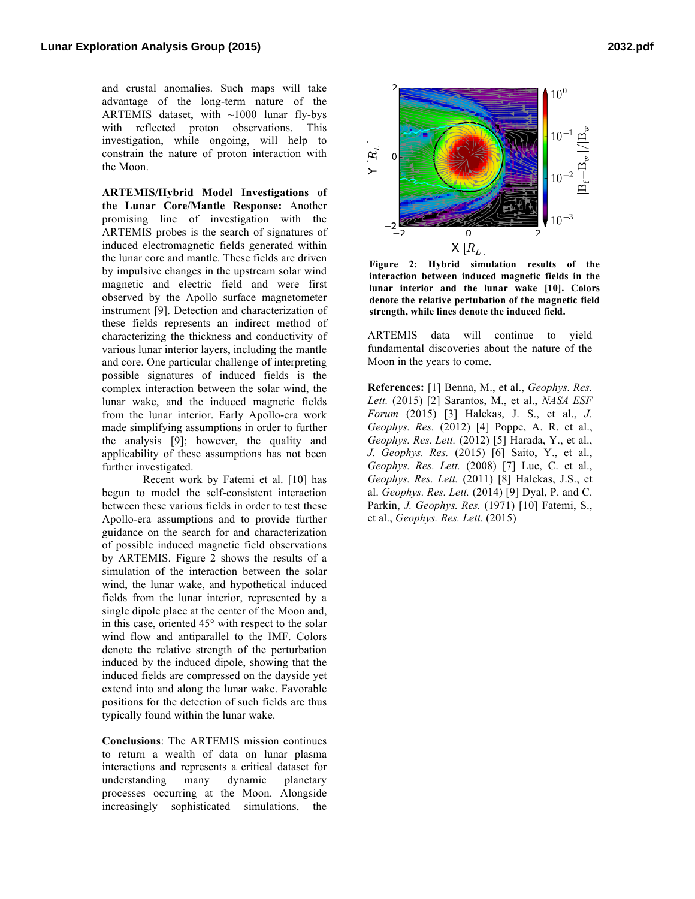and crustal anomalies. Such maps will take advantage of the long-term nature of the ARTEMIS dataset, with ~1000 lunar fly-bys with reflected proton observations. This investigation, while ongoing, will help to constrain the nature of proton interaction with the Moon.

**ARTEMIS/Hybrid Model Investigations of the Lunar Core/Mantle Response:** Another promising line of investigation with the ARTEMIS probes is the search of signatures of induced electromagnetic fields generated within the lunar core and mantle. These fields are driven by impulsive changes in the upstream solar wind magnetic and electric field and were first observed by the Apollo surface magnetometer instrument [9]. Detection and characterization of these fields represents an indirect method of characterizing the thickness and conductivity of various lunar interior layers, including the mantle and core. One particular challenge of interpreting possible signatures of induced fields is the complex interaction between the solar wind, the lunar wake, and the induced magnetic fields from the lunar interior. Early Apollo-era work made simplifying assumptions in order to further the analysis [9]; however, the quality and applicability of these assumptions has not been further investigated.

Recent work by Fatemi et al. [10] has begun to model the self-consistent interaction between these various fields in order to test these Apollo-era assumptions and to provide further guidance on the search for and characterization of possible induced magnetic field observations by ARTEMIS. Figure 2 shows the results of a simulation of the interaction between the solar wind, the lunar wake, and hypothetical induced fields from the lunar interior, represented by a single dipole place at the center of the Moon and, in this case, oriented 45° with respect to the solar wind flow and antiparallel to the IMF. Colors denote the relative strength of the perturbation induced by the induced dipole, showing that the induced fields are compressed on the dayside yet extend into and along the lunar wake. Favorable positions for the detection of such fields are thus typically found within the lunar wake.

2
0
−2
−2
0
2
Y $[R_L]$
X $[R_L]$
$10^0$
$10^{-1}$
$10^{-2}$
$10^{-3}$
$|B_f - B_w|/|B_w|$

**Figure 2: Hybrid simulation results of the interaction between induced magnetic fields in the lunar interior and the lunar wake [10]. Colors denote the relative pertubation of the magnetic field strength, while lines denote the induced field.**

**Conclusions**: The ARTEMIS mission continues to return a wealth of data on lunar plasma interactions and represents a critical dataset for understanding many dynamic planetary processes occurring at the Moon. Alongside increasingly sophisticated simulations, the ARTEMIS data will continue to yield fundamental discoveries about the nature of the Moon in the years to come.

**References:** [1] Benna, M., et al., *Geophys. Res. Lett.* (2015) [2] Sarantos, M., et al., *NASA ESF Forum* (2015) [3] Halekas, J. S., et al., *J. Geophys. Res.* (2012) [4] Poppe, A. R. et al., *Geophys. Res. Lett.* (2012) [5] Harada, Y., et al., *J. Geophys. Res.* (2015) [6] Saito, Y., et al., *Geophys. Res. Lett.* (2008) [7] Lue, C. et al., *Geophys. Res. Lett.* (2011) [8] Halekas, J.S., et al. *Geophys. Res. Lett.* (2014) [9] Dyal, P. and C. Parkin, *J. Geophys. Res.* (1971) [10] Fatemi, S., et al., *Geophys. Res. Lett.* (2015)